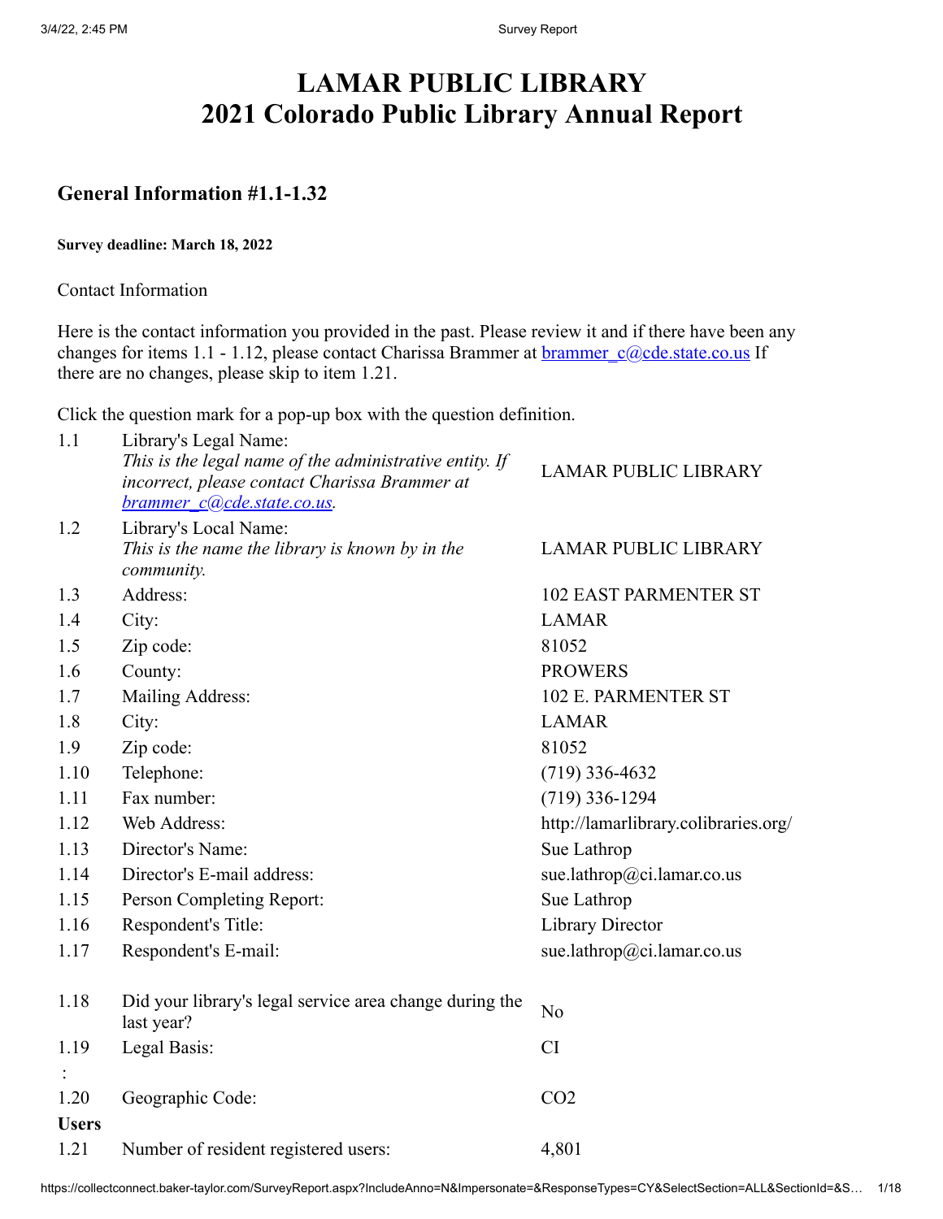# LAMAR PUBLIC LIBRARY
# 2021 Colorado Public Library Annual Report

## General Information #1.1-1.32

**Survey deadline: March 18, 2022**

Contact Information

Here is the contact information you provided in the past. Please review it and if there have been any changes for items 1.1 - 1.12, please contact Charissa Brammer at brammer_c@cde.state.co.us If there are no changes, please skip to item 1.21.

Click the question mark for a pop-up box with the question definition.

| | | |
|---|---|---|
| 1.1 | Library's Legal Name: *This is the legal name of the administrative entity. If incorrect, please contact Charissa Brammer at brammer_c@cde.state.co.us.* | LAMAR PUBLIC LIBRARY |
| 1.2 | Library's Local Name: *This is the name the library is known by in the community.* | LAMAR PUBLIC LIBRARY |
| 1.3 | Address: | 102 EAST PARMENTER ST |
| 1.4 | City: | LAMAR |
| 1.5 | Zip code: | 81052 |
| 1.6 | County: | PROWERS |
| 1.7 | Mailing Address: | 102 E. PARMENTER ST |
| 1.8 | City: | LAMAR |
| 1.9 | Zip code: | 81052 |
| 1.10 | Telephone: | (719) 336-4632 |
| 1.11 | Fax number: | (719) 336-1294 |
| 1.12 | Web Address: | http://lamarlibrary.colibraries.org/ |
| 1.13 | Director's Name: | Sue Lathrop |
| 1.14 | Director's E-mail address: | sue.lathrop@ci.lamar.co.us |
| 1.15 | Person Completing Report: | Sue Lathrop |
| 1.16 | Respondent's Title: | Library Director |
| 1.17 | Respondent's E-mail: | sue.lathrop@ci.lamar.co.us |
| 1.18 | Did your library's legal service area change during the last year? | No |
| 1.19 : | Legal Basis: | CI |
| 1.20 | Geographic Code: | CO2 |
| **Users** | | |
| 1.21 | Number of resident registered users: | 4,801 |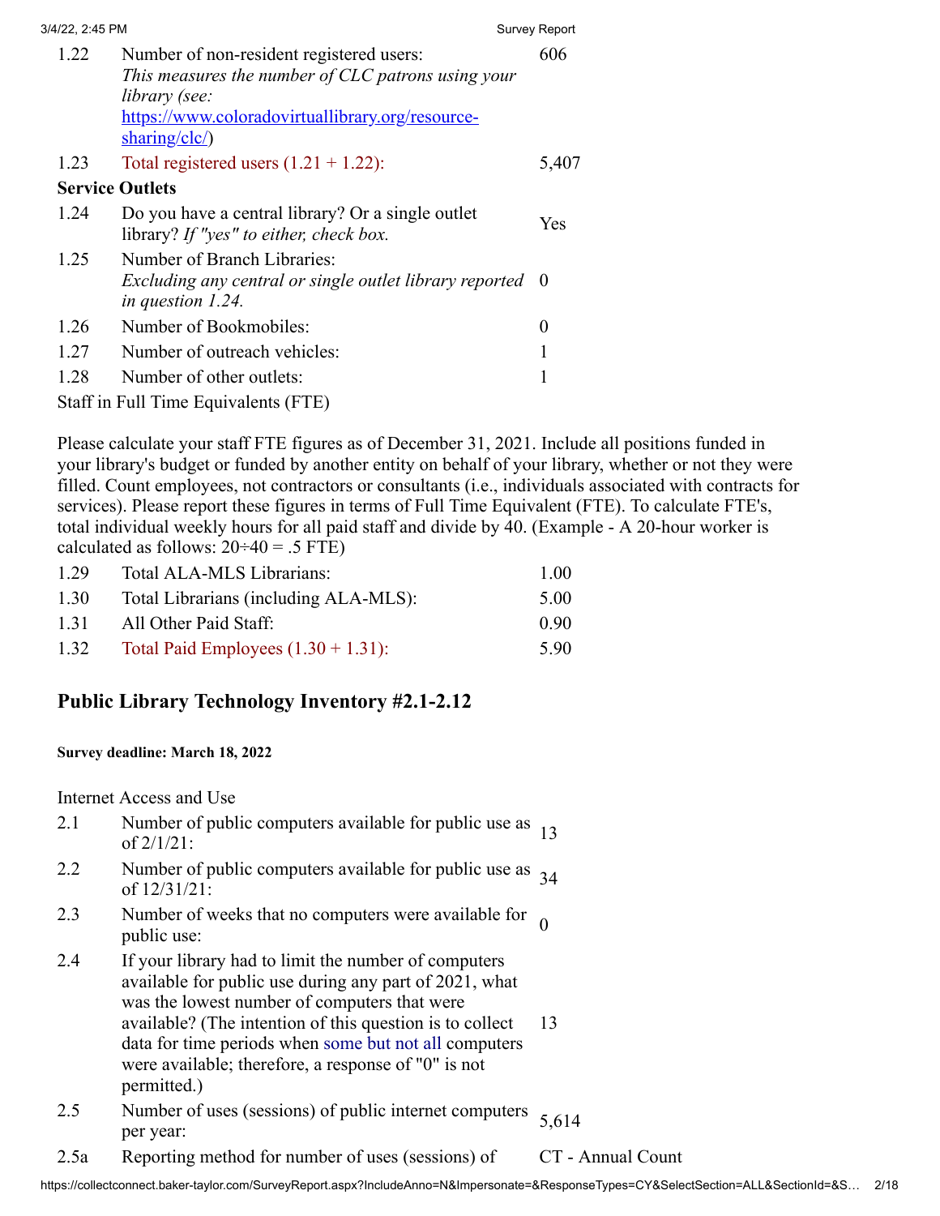| | | |
|---|---|---|
| 1.22 | Number of non-resident registered users: *This measures the number of CLC patrons using your library (see: [https://www.coloradovirtuallibrary.org/resource-sharing/clc/](https://www.coloradovirtuallibrary.org/resource-sharing/clc/))* | 606 |
| 1.23 | Total registered users (1.21 + 1.22): | 5,407 |

**Service Outlets**

| | | |
|---|---|---|
| 1.24 | Do you have a central library? Or a single outlet library? *If "yes" to either, check box.* | Yes |
| 1.25 | Number of Branch Libraries: *Excluding any central or single outlet library reported in question 1.24.* | 0 |
| 1.26 | Number of Bookmobiles: | 0 |
| 1.27 | Number of outreach vehicles: | 1 |
| 1.28 | Number of other outlets: | 1 |

Staff in Full Time Equivalents (FTE)

Please calculate your staff FTE figures as of December 31, 2021. Include all positions funded in your library's budget or funded by another entity on behalf of your library, whether or not they were filled. Count employees, not contractors or consultants (i.e., individuals associated with contracts for services). Please report these figures in terms of Full Time Equivalent (FTE). To calculate FTE's, total individual weekly hours for all paid staff and divide by 40. (Example - A 20-hour worker is calculated as follows: 20÷40 = .5 FTE)

| | | |
|---|---|---|
| 1.29 | Total ALA-MLS Librarians: | 1.00 |
| 1.30 | Total Librarians (including ALA-MLS): | 5.00 |
| 1.31 | All Other Paid Staff: | 0.90 |
| 1.32 | Total Paid Employees (1.30 + 1.31): | 5.90 |

## Public Library Technology Inventory #2.1-2.12

**Survey deadline: March 18, 2022**

Internet Access and Use

| | | |
|---|---|---|
| 2.1 | Number of public computers available for public use as of 2/1/21: | 13 |
| 2.2 | Number of public computers available for public use as of 12/31/21: | 34 |
| 2.3 | Number of weeks that no computers were available for public use: | 0 |
| 2.4 | If your library had to limit the number of computers available for public use during any part of 2021, what was the lowest number of computers that were available? (The intention of this question is to collect data for time periods when some but not all computers were available; therefore, a response of "0" is not permitted.) | 13 |
| 2.5 | Number of uses (sessions) of public internet computers per year: | 5,614 |
| 2.5a | Reporting method for number of uses (sessions) of | CT - Annual Count |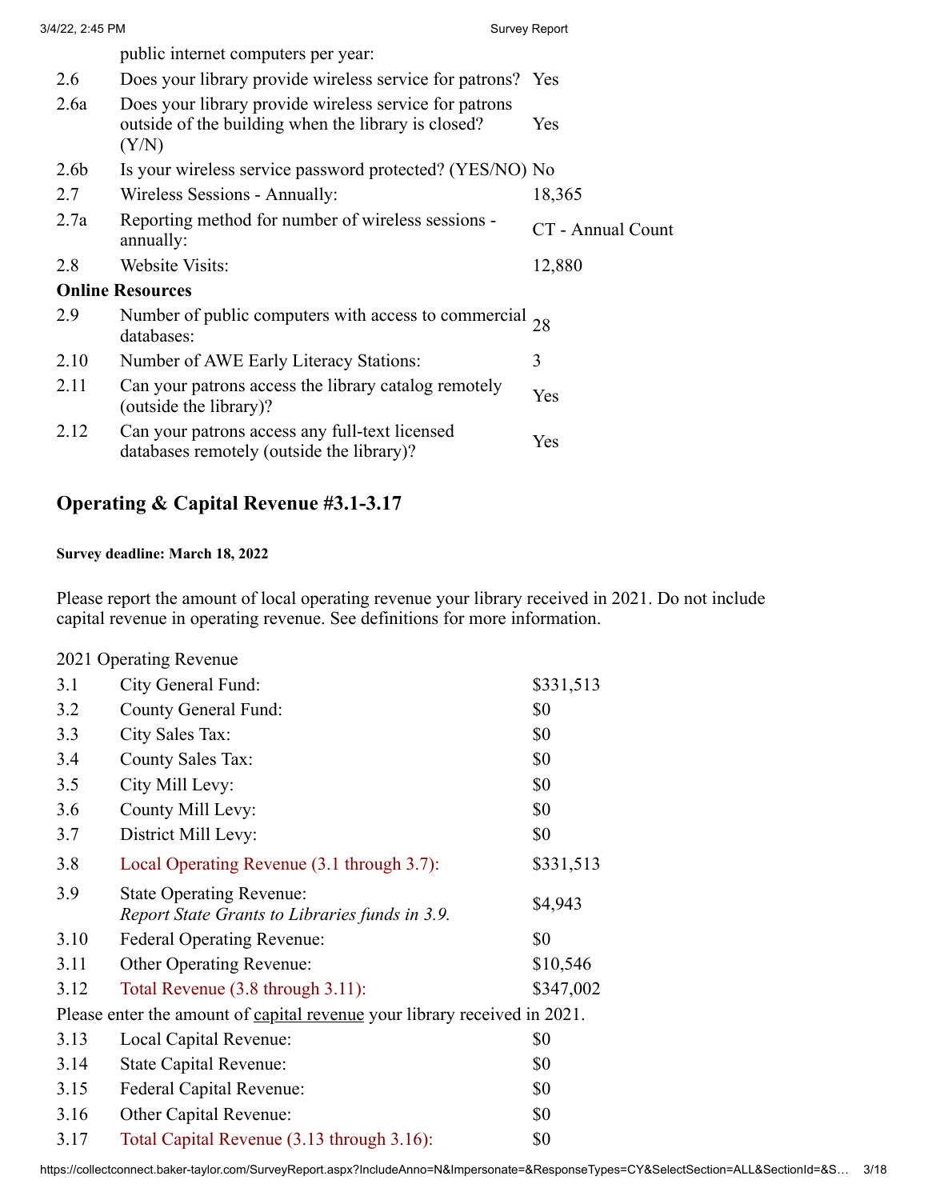| | | |
|---|---|---|
| | public internet computers per year: | |
| 2.6 | Does your library provide wireless service for patrons? | Yes |
| 2.6a | Does your library provide wireless service for patrons outside of the building when the library is closed? (Y/N) | Yes |
| 2.6b | Is your wireless service password protected? (YES/NO) | No |
| 2.7 | Wireless Sessions - Annually: | 18,365 |
| 2.7a | Reporting method for number of wireless sessions - annually: | CT - Annual Count |
| 2.8 | Website Visits: | 12,880 |

**Online Resources**

| | | |
|---|---|---|
| 2.9 | Number of public computers with access to commercial databases: | 28 |
| 2.10 | Number of AWE Early Literacy Stations: | 3 |
| 2.11 | Can your patrons access the library catalog remotely (outside the library)? | Yes |
| 2.12 | Can your patrons access any full-text licensed databases remotely (outside the library)? | Yes |

## Operating & Capital Revenue #3.1-3.17

**Survey deadline: March 18, 2022**

Please report the amount of local operating revenue your library received in 2021. Do not include capital revenue in operating revenue. See definitions for more information.

2021 Operating Revenue

| | | |
|---|---|---|
| 3.1 | City General Fund: | $331,513 |
| 3.2 | County General Fund: | $0 |
| 3.3 | City Sales Tax: | $0 |
| 3.4 | County Sales Tax: | $0 |
| 3.5 | City Mill Levy: | $0 |
| 3.6 | County Mill Levy: | $0 |
| 3.7 | District Mill Levy: | $0 |
| 3.8 | Local Operating Revenue (3.1 through 3.7): | $331,513 |
| 3.9 | State Operating Revenue: *Report State Grants to Libraries funds in 3.9.* | $4,943 |
| 3.10 | Federal Operating Revenue: | $0 |
| 3.11 | Other Operating Revenue: | $10,546 |
| 3.12 | Total Revenue (3.8 through 3.11): | $347,002 |

Please enter the amount of capital revenue your library received in 2021.

| | | |
|---|---|---|
| 3.13 | Local Capital Revenue: | $0 |
| 3.14 | State Capital Revenue: | $0 |
| 3.15 | Federal Capital Revenue: | $0 |
| 3.16 | Other Capital Revenue: | $0 |
| 3.17 | Total Capital Revenue (3.13 through 3.16): | $0 |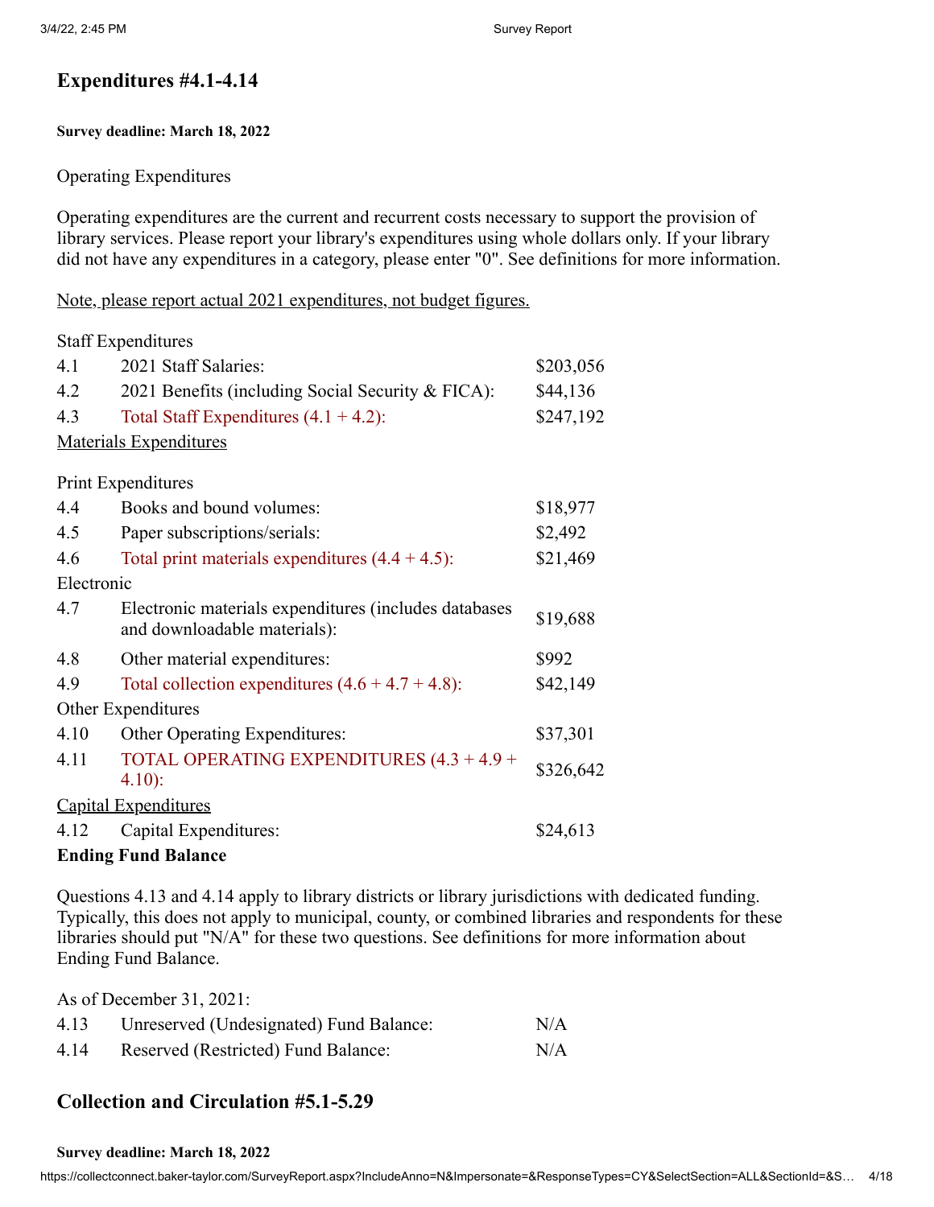## Expenditures #4.1-4.14

**Survey deadline: March 18, 2022**

Operating Expenditures

Operating expenditures are the current and recurrent costs necessary to support the provision of library services. Please report your library's expenditures using whole dollars only. If your library did not have any expenditures in a category, please enter "0". See definitions for more information.

Note, please report actual 2021 expenditures, not budget figures.

Staff Expenditures

| | | |
|---|---|---|
| 4.1 | 2021 Staff Salaries: | $203,056 |
| 4.2 | 2021 Benefits (including Social Security & FICA): | $44,136 |
| 4.3 | Total Staff Expenditures (4.1 + 4.2): | $247,192 |

Materials Expenditures

Print Expenditures

| | | |
|---|---|---|
| 4.4 | Books and bound volumes: | $18,977 |
| 4.5 | Paper subscriptions/serials: | $2,492 |
| 4.6 | Total print materials expenditures (4.4 + 4.5): | $21,469 |

Electronic

| | | |
|---|---|---|
| 4.7 | Electronic materials expenditures (includes databases and downloadable materials): | $19,688 |
| 4.8 | Other material expenditures: | $992 |
| 4.9 | Total collection expenditures (4.6 + 4.7 + 4.8): | $42,149 |

Other Expenditures

| | | |
|---|---|---|
| 4.10 | Other Operating Expenditures: | $37,301 |
| 4.11 | TOTAL OPERATING EXPENDITURES (4.3 + 4.9 + 4.10): | $326,642 |

Capital Expenditures

| | | |
|---|---|---|
| 4.12 | Capital Expenditures: | $24,613 |

**Ending Fund Balance**

Questions 4.13 and 4.14 apply to library districts or library jurisdictions with dedicated funding. Typically, this does not apply to municipal, county, or combined libraries and respondents for these libraries should put "N/A" for these two questions. See definitions for more information about Ending Fund Balance.

As of December 31, 2021:

| | | |
|---|---|---|
| 4.13 | Unreserved (Undesignated) Fund Balance: | N/A |
| 4.14 | Reserved (Restricted) Fund Balance: | N/A |

## Collection and Circulation #5.1-5.29

**Survey deadline: March 18, 2022**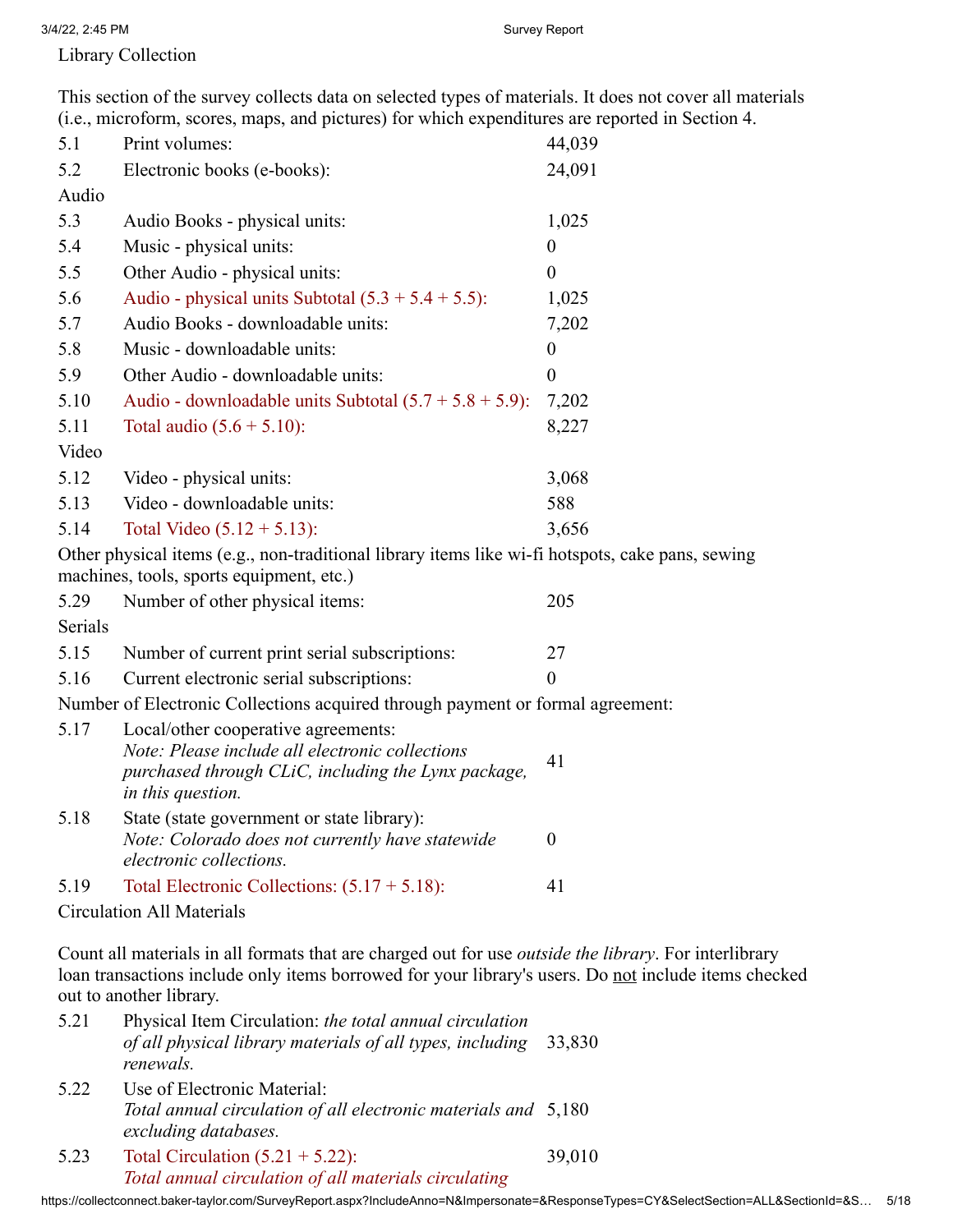## Library Collection

This section of the survey collects data on selected types of materials. It does not cover all materials (i.e., microform, scores, maps, and pictures) for which expenditures are reported in Section 4.

| | | |
|---|---|---|
| 5.1 | Print volumes: | 44,039 |
| 5.2 | Electronic books (e-books): | 24,091 |

### Audio

| | | |
|---|---|---|
| 5.3 | Audio Books - physical units: | 1,025 |
| 5.4 | Music - physical units: | 0 |
| 5.5 | Other Audio - physical units: | 0 |
| 5.6 | Audio - physical units Subtotal (5.3 + 5.4 + 5.5): | 1,025 |
| 5.7 | Audio Books - downloadable units: | 7,202 |
| 5.8 | Music - downloadable units: | 0 |
| 5.9 | Other Audio - downloadable units: | 0 |
| 5.10 | Audio - downloadable units Subtotal (5.7 + 5.8 + 5.9): | 7,202 |
| 5.11 | Total audio (5.6 + 5.10): | 8,227 |

### Video

| | | |
|---|---|---|
| 5.12 | Video - physical units: | 3,068 |
| 5.13 | Video - downloadable units: | 588 |
| 5.14 | Total Video (5.12 + 5.13): | 3,656 |

Other physical items (e.g., non-traditional library items like wi-fi hotspots, cake pans, sewing machines, tools, sports equipment, etc.)

| | | |
|---|---|---|
| 5.29 | Number of other physical items: | 205 |

### Serials

| | | |
|---|---|---|
| 5.15 | Number of current print serial subscriptions: | 27 |
| 5.16 | Current electronic serial subscriptions: | 0 |

Number of Electronic Collections acquired through payment or formal agreement:

| | | |
|---|---|---|
| 5.17 | Local/other cooperative agreements: *Note: Please include all electronic collections purchased through CLiC, including the Lynx package, in this question.* | 41 |
| 5.18 | State (state government or state library): *Note: Colorado does not currently have statewide electronic collections.* | 0 |
| 5.19 | Total Electronic Collections: (5.17 + 5.18): | 41 |

### Circulation All Materials

Count all materials in all formats that are charged out for use *outside the library*. For interlibrary loan transactions include only items borrowed for your library's users. Do not include items checked out to another library.

| | | |
|---|---|---|
| 5.21 | Physical Item Circulation: *the total annual circulation of all physical library materials of all types, including renewals.* | 33,830 |
| 5.22 | Use of Electronic Material: *Total annual circulation of all electronic materials and excluding databases.* | 5,180 |
| 5.23 | Total Circulation (5.21 + 5.22): *Total annual circulation of all materials circulating* | 39,010 |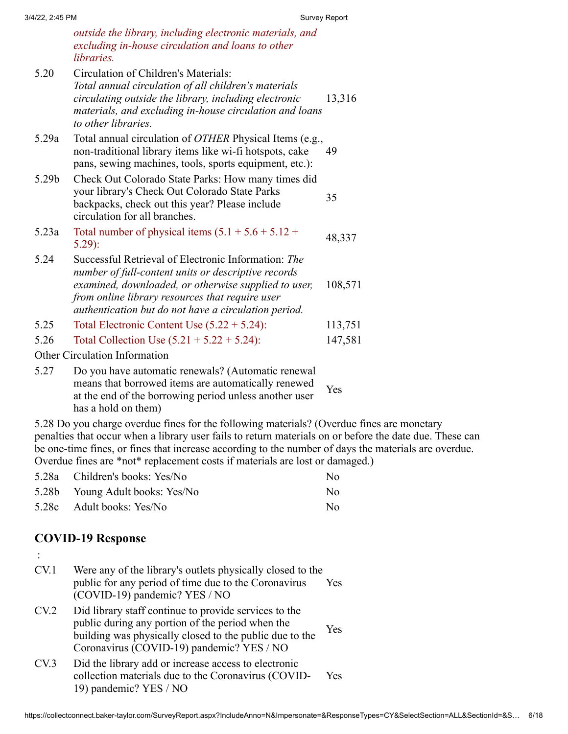| | | |
|---|---|---|
| | *outside the library, including electronic materials, and excluding in-house circulation and loans to other libraries.* | |
| 5.20 | Circulation of Children's Materials: *Total annual circulation of all children's materials circulating outside the library, including electronic materials, and excluding in-house circulation and loans to other libraries.* | 13,316 |
| 5.29a | Total annual circulation of *OTHER* Physical Items (e.g., non-traditional library items like wi-fi hotspots, cake pans, sewing machines, tools, sports equipment, etc.): | 49 |
| 5.29b | Check Out Colorado State Parks: How many times did your library's Check Out Colorado State Parks backpacks, check out this year? Please include circulation for all branches. | 35 |
| 5.23a | Total number of physical items (5.1 + 5.6 + 5.12 + 5.29): | 48,337 |
| 5.24 | Successful Retrieval of Electronic Information: *The number of full-content units or descriptive records examined, downloaded, or otherwise supplied to user, from online library resources that require user authentication but do not have a circulation period.* | 108,571 |
| 5.25 | Total Electronic Content Use (5.22 + 5.24): | 113,751 |
| 5.26 | Total Collection Use (5.21 + 5.22 + 5.24): | 147,581 |

Other Circulation Information

| | | |
|---|---|---|
| 5.27 | Do you have automatic renewals? (Automatic renewal means that borrowed items are automatically renewed at the end of the borrowing period unless another user has a hold on them) | Yes |

5.28 Do you charge overdue fines for the following materials? (Overdue fines are monetary penalties that occur when a library user fails to return materials on or before the date due. These can be one-time fines, or fines that increase according to the number of days the materials are overdue. Overdue fines are *not* replacement costs if materials are lost or damaged.)

| | | |
|---|---|---|
| 5.28a | Children's books: Yes/No | No |
| 5.28b | Young Adult books: Yes/No | No |
| 5.28c | Adult books: Yes/No | No |

## COVID-19 Response

:

| | | |
|---|---|---|
| CV.1 | Were any of the library's outlets physically closed to the public for any period of time due to the Coronavirus (COVID-19) pandemic? YES / NO | Yes |
| CV.2 | Did library staff continue to provide services to the public during any portion of the period when the building was physically closed to the public due to the Coronavirus (COVID-19) pandemic? YES / NO | Yes |
| CV.3 | Did the library add or increase access to electronic collection materials due to the Coronavirus (COVID-19) pandemic? YES / NO | Yes |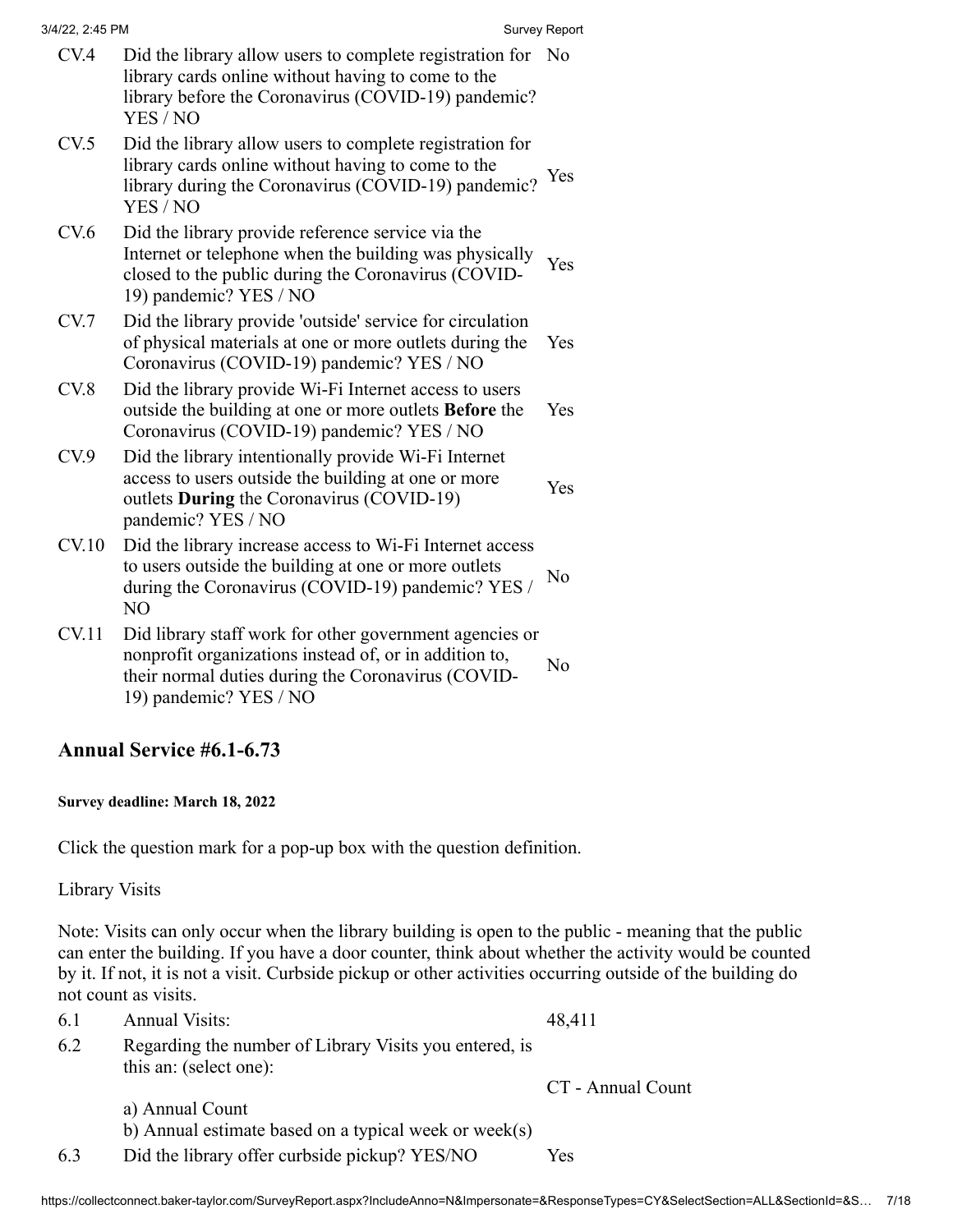| | | |
|---|---|---|
| CV.4 | Did the library allow users to complete registration for library cards online without having to come to the library before the Coronavirus (COVID-19) pandemic? YES / NO | No |
| CV.5 | Did the library allow users to complete registration for library cards online without having to come to the library during the Coronavirus (COVID-19) pandemic? YES / NO | Yes |
| CV.6 | Did the library provide reference service via the Internet or telephone when the building was physically closed to the public during the Coronavirus (COVID-19) pandemic? YES / NO | Yes |
| CV.7 | Did the library provide 'outside' service for circulation of physical materials at one or more outlets during the Coronavirus (COVID-19) pandemic? YES / NO | Yes |
| CV.8 | Did the library provide Wi-Fi Internet access to users outside the building at one or more outlets **Before** the Coronavirus (COVID-19) pandemic? YES / NO | Yes |
| CV.9 | Did the library intentionally provide Wi-Fi Internet access to users outside the building at one or more outlets **During** the Coronavirus (COVID-19) pandemic? YES / NO | Yes |
| CV.10 | Did the library increase access to Wi-Fi Internet access to users outside the building at one or more outlets during the Coronavirus (COVID-19) pandemic? YES / NO | No |
| CV.11 | Did library staff work for other government agencies or nonprofit organizations instead of, or in addition to, their normal duties during the Coronavirus (COVID-19) pandemic? YES / NO | No |

## Annual Service #6.1-6.73

**Survey deadline: March 18, 2022**

Click the question mark for a pop-up box with the question definition.

Library Visits

Note: Visits can only occur when the library building is open to the public - meaning that the public can enter the building. If you have a door counter, think about whether the activity would be counted by it. If not, it is not a visit. Curbside pickup or other activities occurring outside of the building do not count as visits.

| | | |
|---|---|---|
| 6.1 | Annual Visits: | 48,411 |
| 6.2 | Regarding the number of Library Visits you entered, is this an: (select one):<br>a) Annual Count<br>b) Annual estimate based on a typical week or week(s) | CT - Annual Count |
| 6.3 | Did the library offer curbside pickup? YES/NO | Yes |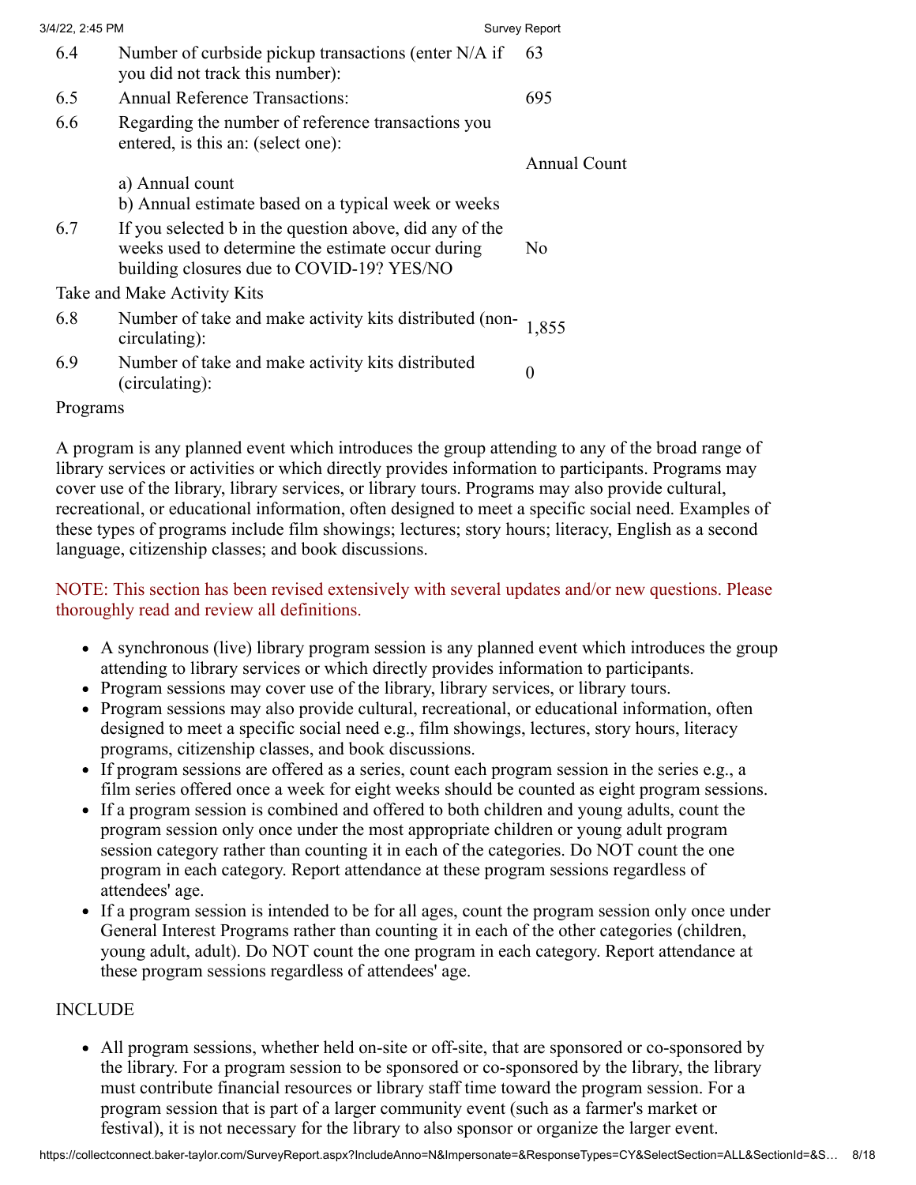| | | |
|---|---|---|
| 6.4 | Number of curbside pickup transactions (enter N/A if you did not track this number): | 63 |
| 6.5 | Annual Reference Transactions: | 695 |
| 6.6 | Regarding the number of reference transactions you entered, is this an: (select one):<br><br>a) Annual count<br>b) Annual estimate based on a typical week or weeks | Annual Count |
| 6.7 | If you selected b in the question above, did any of the weeks used to determine the estimate occur during building closures due to COVID-19? YES/NO | No |

Take and Make Activity Kits

| | | |
|---|---|---|
| 6.8 | Number of take and make activity kits distributed (non-circulating): | 1,855 |
| 6.9 | Number of take and make activity kits distributed (circulating): | 0 |

Programs

A program is any planned event which introduces the group attending to any of the broad range of library services or activities or which directly provides information to participants. Programs may cover use of the library, library services, or library tours. Programs may also provide cultural, recreational, or educational information, often designed to meet a specific social need. Examples of these types of programs include film showings; lectures; story hours; literacy, English as a second language, citizenship classes; and book discussions.

NOTE: This section has been revised extensively with several updates and/or new questions. Please thoroughly read and review all definitions.

- A synchronous (live) library program session is any planned event which introduces the group attending to library services or which directly provides information to participants.
- Program sessions may cover use of the library, library services, or library tours.
- Program sessions may also provide cultural, recreational, or educational information, often designed to meet a specific social need e.g., film showings, lectures, story hours, literacy programs, citizenship classes, and book discussions.
- If program sessions are offered as a series, count each program session in the series e.g., a film series offered once a week for eight weeks should be counted as eight program sessions.
- If a program session is combined and offered to both children and young adults, count the program session only once under the most appropriate children or young adult program session category rather than counting it in each of the categories. Do NOT count the one program in each category. Report attendance at these program sessions regardless of attendees' age.
- If a program session is intended to be for all ages, count the program session only once under General Interest Programs rather than counting it in each of the other categories (children, young adult, adult). Do NOT count the one program in each category. Report attendance at these program sessions regardless of attendees' age.

INCLUDE

- All program sessions, whether held on-site or off-site, that are sponsored or co-sponsored by the library. For a program session to be sponsored or co-sponsored by the library, the library must contribute financial resources or library staff time toward the program session. For a program session that is part of a larger community event (such as a farmer's market or festival), it is not necessary for the library to also sponsor or organize the larger event.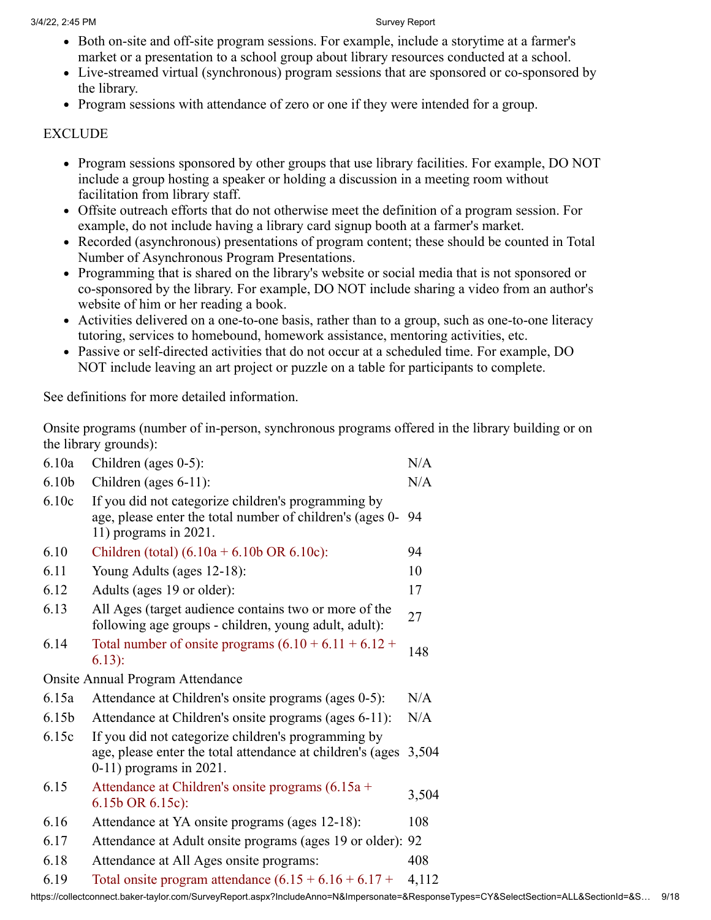- Both on-site and off-site program sessions. For example, include a storytime at a farmer's market or a presentation to a school group about library resources conducted at a school.
- Live-streamed virtual (synchronous) program sessions that are sponsored or co-sponsored by the library.
- Program sessions with attendance of zero or one if they were intended for a group.

EXCLUDE

- Program sessions sponsored by other groups that use library facilities. For example, DO NOT include a group hosting a speaker or holding a discussion in a meeting room without facilitation from library staff.
- Offsite outreach efforts that do not otherwise meet the definition of a program session. For example, do not include having a library card signup booth at a farmer's market.
- Recorded (asynchronous) presentations of program content; these should be counted in Total Number of Asynchronous Program Presentations.
- Programming that is shared on the library's website or social media that is not sponsored or co-sponsored by the library. For example, DO NOT include sharing a video from an author's website of him or her reading a book.
- Activities delivered on a one-to-one basis, rather than to a group, such as one-to-one literacy tutoring, services to homebound, homework assistance, mentoring activities, etc.
- Passive or self-directed activities that do not occur at a scheduled time. For example, DO NOT include leaving an art project or puzzle on a table for participants to complete.

See definitions for more detailed information.

Onsite programs (number of in-person, synchronous programs offered in the library building or on the library grounds):

| | | |
|---|---|---|
| 6.10a | Children (ages 0-5): | N/A |
| 6.10b | Children (ages 6-11): | N/A |
| 6.10c | If you did not categorize children's programming by age, please enter the total number of children's (ages 0-11) programs in 2021. | 94 |
| 6.10 | Children (total) (6.10a + 6.10b OR 6.10c): | 94 |
| 6.11 | Young Adults (ages 12-18): | 10 |
| 6.12 | Adults (ages 19 or older): | 17 |
| 6.13 | All Ages (target audience contains two or more of the following age groups - children, young adult, adult): | 27 |
| 6.14 | Total number of onsite programs (6.10 + 6.11 + 6.12 + 6.13): | 148 |

Onsite Annual Program Attendance

| | | |
|---|---|---|
| 6.15a | Attendance at Children's onsite programs (ages 0-5): | N/A |
| 6.15b | Attendance at Children's onsite programs (ages 6-11): | N/A |
| 6.15c | If you did not categorize children's programming by age, please enter the total attendance at children's (ages 0-11) programs in 2021. | 3,504 |
| 6.15 | Attendance at Children's onsite programs (6.15a + 6.15b OR 6.15c): | 3,504 |
| 6.16 | Attendance at YA onsite programs (ages 12-18): | 108 |
| 6.17 | Attendance at Adult onsite programs (ages 19 or older): | 92 |
| 6.18 | Attendance at All Ages onsite programs: | 408 |
| 6.19 | Total onsite program attendance (6.15 + 6.16 + 6.17 + | 4,112 |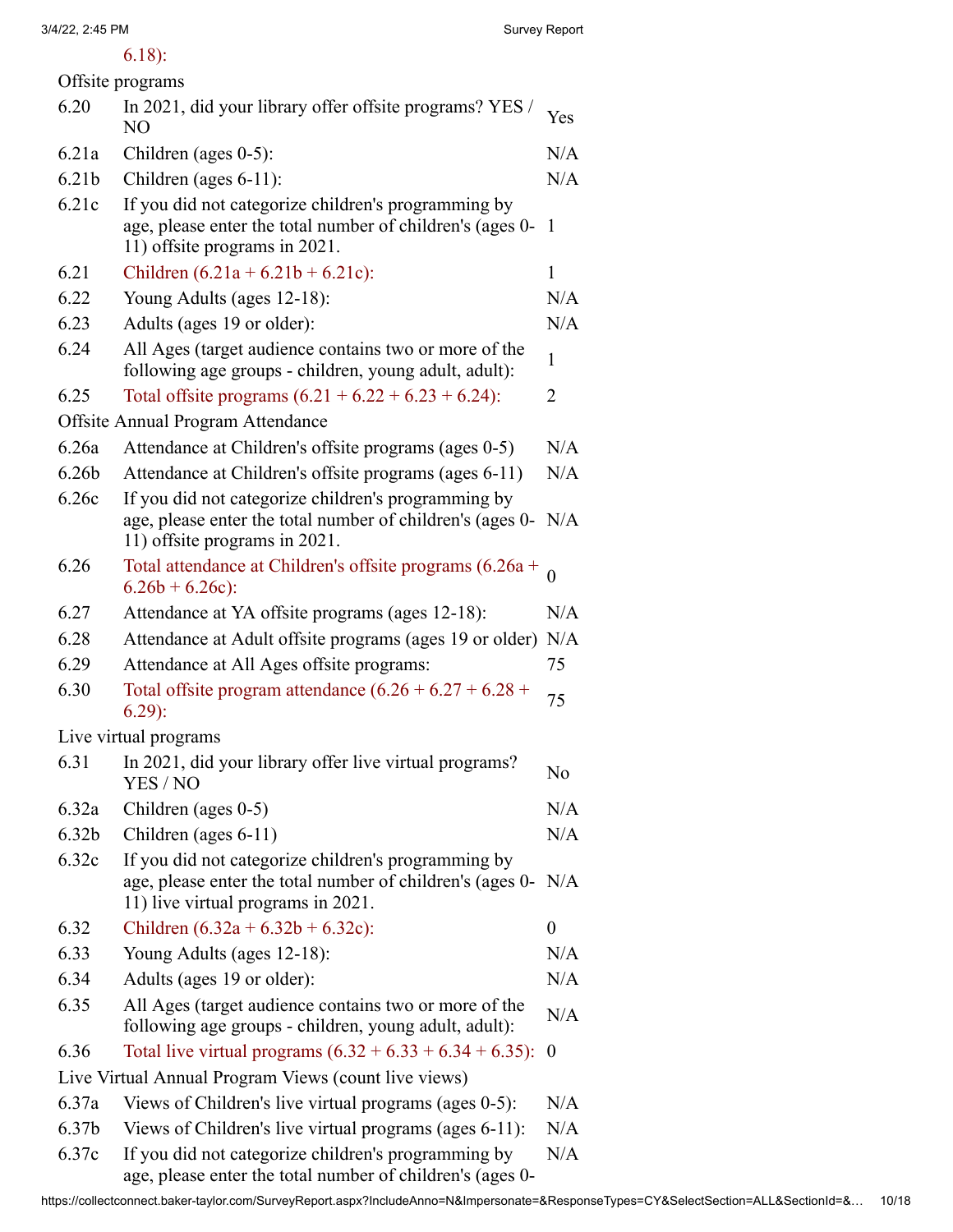6.18):

Offsite programs

| | | |
|---|---|---|
| 6.20 | In 2021, did your library offer offsite programs? YES / NO | Yes |
| 6.21a | Children (ages 0-5): | N/A |
| 6.21b | Children (ages 6-11): | N/A |
| 6.21c | If you did not categorize children's programming by age, please enter the total number of children's (ages 0-11) offsite programs in 2021. | 1 |
| 6.21 | Children (6.21a + 6.21b + 6.21c): | 1 |
| 6.22 | Young Adults (ages 12-18): | N/A |
| 6.23 | Adults (ages 19 or older): | N/A |
| 6.24 | All Ages (target audience contains two or more of the following age groups - children, young adult, adult): | 1 |
| 6.25 | Total offsite programs (6.21 + 6.22 + 6.23 + 6.24): | 2 |

Offsite Annual Program Attendance

| | | |
|---|---|---|
| 6.26a | Attendance at Children's offsite programs (ages 0-5) | N/A |
| 6.26b | Attendance at Children's offsite programs (ages 6-11) | N/A |
| 6.26c | If you did not categorize children's programming by age, please enter the total number of children's (ages 0-11) offsite programs in 2021. | N/A |
| 6.26 | Total attendance at Children's offsite programs (6.26a + 6.26b + 6.26c): | 0 |
| 6.27 | Attendance at YA offsite programs (ages 12-18): | N/A |
| 6.28 | Attendance at Adult offsite programs (ages 19 or older) | N/A |
| 6.29 | Attendance at All Ages offsite programs: | 75 |
| 6.30 | Total offsite program attendance (6.26 + 6.27 + 6.28 + 6.29): | 75 |

Live virtual programs

| | | |
|---|---|---|
| 6.31 | In 2021, did your library offer live virtual programs? YES / NO | No |
| 6.32a | Children (ages 0-5) | N/A |
| 6.32b | Children (ages 6-11) | N/A |
| 6.32c | If you did not categorize children's programming by age, please enter the total number of children's (ages 0-11) live virtual programs in 2021. | N/A |
| 6.32 | Children (6.32a + 6.32b + 6.32c): | 0 |
| 6.33 | Young Adults (ages 12-18): | N/A |
| 6.34 | Adults (ages 19 or older): | N/A |
| 6.35 | All Ages (target audience contains two or more of the following age groups - children, young adult, adult): | N/A |
| 6.36 | Total live virtual programs (6.32 + 6.33 + 6.34 + 6.35): | 0 |

Live Virtual Annual Program Views (count live views)

| | | |
|---|---|---|
| 6.37a | Views of Children's live virtual programs (ages 0-5): | N/A |
| 6.37b | Views of Children's live virtual programs (ages 6-11): | N/A |
| 6.37c | If you did not categorize children's programming by age, please enter the total number of children's (ages 0- | N/A |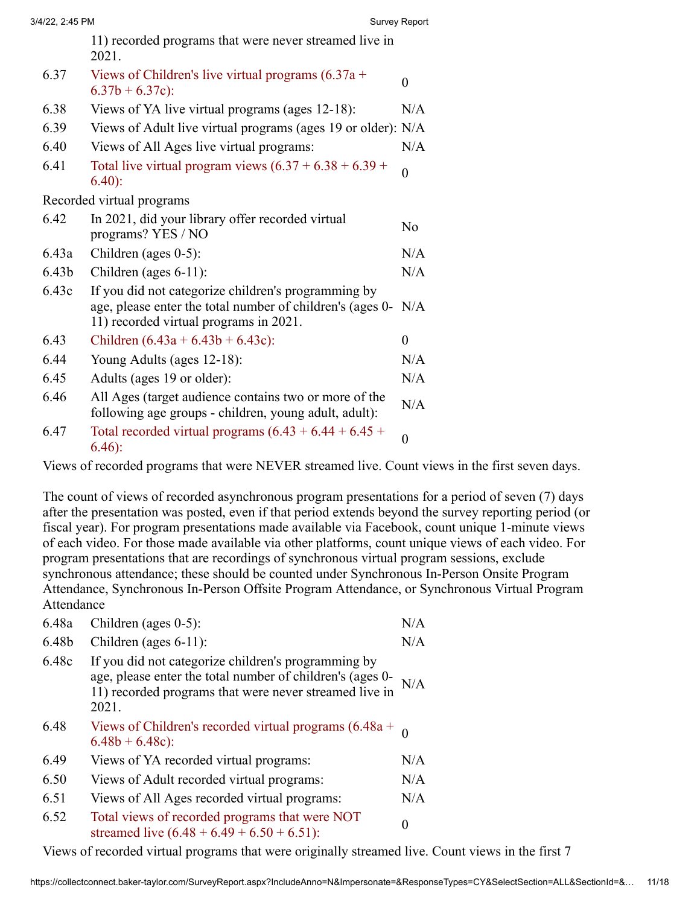| | | |
|---|---|---|
| | 11) recorded programs that were never streamed live in 2021. | |
| 6.37 | Views of Children's live virtual programs (6.37a + 6.37b + 6.37c): | 0 |
| 6.38 | Views of YA live virtual programs (ages 12-18): | N/A |
| 6.39 | Views of Adult live virtual programs (ages 19 or older): | N/A |
| 6.40 | Views of All Ages live virtual programs: | N/A |
| 6.41 | Total live virtual program views (6.37 + 6.38 + 6.39 + 6.40): | 0 |

Recorded virtual programs

| | | |
|---|---|---|
| 6.42 | In 2021, did your library offer recorded virtual programs? YES / NO | No |
| 6.43a | Children (ages 0-5): | N/A |
| 6.43b | Children (ages 6-11): | N/A |
| 6.43c | If you did not categorize children's programming by age, please enter the total number of children's (ages 0-11) recorded virtual programs in 2021. | N/A |
| 6.43 | Children (6.43a + 6.43b + 6.43c): | 0 |
| 6.44 | Young Adults (ages 12-18): | N/A |
| 6.45 | Adults (ages 19 or older): | N/A |
| 6.46 | All Ages (target audience contains two or more of the following age groups - children, young adult, adult): | N/A |
| 6.47 | Total recorded virtual programs (6.43 + 6.44 + 6.45 + 6.46): | 0 |

Views of recorded programs that were NEVER streamed live. Count views in the first seven days.

The count of views of recorded asynchronous program presentations for a period of seven (7) days after the presentation was posted, even if that period extends beyond the survey reporting period (or fiscal year). For program presentations made available via Facebook, count unique 1-minute views of each video. For those made available via other platforms, count unique views of each video. For program presentations that are recordings of synchronous virtual program sessions, exclude synchronous attendance; these should be counted under Synchronous In-Person Onsite Program Attendance, Synchronous In-Person Offsite Program Attendance, or Synchronous Virtual Program Attendance

| | | |
|---|---|---|
| 6.48a | Children (ages 0-5): | N/A |
| 6.48b | Children (ages 6-11): | N/A |
| 6.48c | If you did not categorize children's programming by age, please enter the total number of children's (ages 0-11) recorded programs that were never streamed live in 2021. | N/A |
| 6.48 | Views of Children's recorded virtual programs (6.48a + 6.48b + 6.48c): | 0 |
| 6.49 | Views of YA recorded virtual programs: | N/A |
| 6.50 | Views of Adult recorded virtual programs: | N/A |
| 6.51 | Views of All Ages recorded virtual programs: | N/A |
| 6.52 | Total views of recorded programs that were NOT streamed live (6.48 + 6.49 + 6.50 + 6.51): | 0 |

Views of recorded virtual programs that were originally streamed live. Count views in the first 7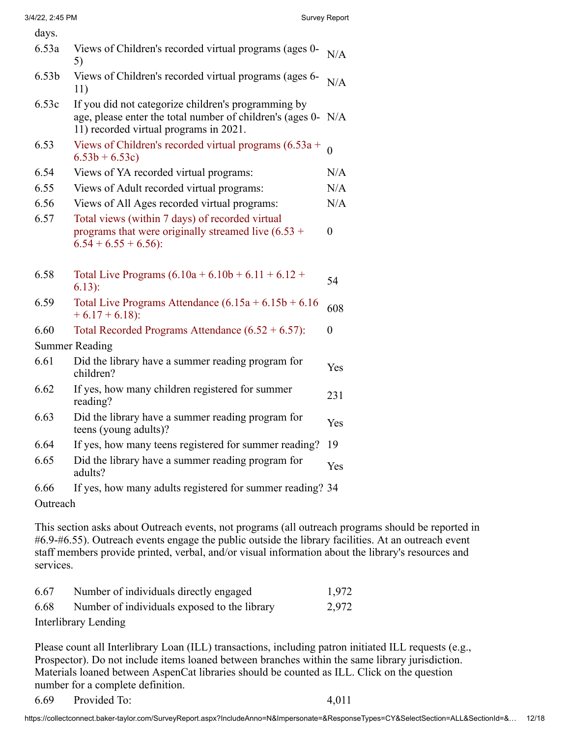days.

| | | |
|---|---|---|
| 6.53a | Views of Children's recorded virtual programs (ages 0-5) | N/A |
| 6.53b | Views of Children's recorded virtual programs (ages 6-11) | N/A |
| 6.53c | If you did not categorize children's programming by age, please enter the total number of children's (ages 0-11) recorded virtual programs in 2021. | N/A |
| 6.53 | Views of Children's recorded virtual programs (6.53a + 6.53b + 6.53c) | 0 |
| 6.54 | Views of YA recorded virtual programs: | N/A |
| 6.55 | Views of Adult recorded virtual programs: | N/A |
| 6.56 | Views of All Ages recorded virtual programs: | N/A |
| 6.57 | Total views (within 7 days) of recorded virtual programs that were originally streamed live (6.53 + 6.54 + 6.55 + 6.56): | 0 |
| 6.58 | Total Live Programs (6.10a + 6.10b + 6.11 + 6.12 + 6.13): | 54 |
| 6.59 | Total Live Programs Attendance (6.15a + 6.15b + 6.16 + 6.17 + 6.18): | 608 |
| 6.60 | Total Recorded Programs Attendance (6.52 + 6.57): | 0 |

Summer Reading

| | | |
|---|---|---|
| 6.61 | Did the library have a summer reading program for children? | Yes |
| 6.62 | If yes, how many children registered for summer reading? | 231 |
| 6.63 | Did the library have a summer reading program for teens (young adults)? | Yes |
| 6.64 | If yes, how many teens registered for summer reading? | 19 |
| 6.65 | Did the library have a summer reading program for adults? | Yes |
| 6.66 | If yes, how many adults registered for summer reading? | 34 |

Outreach

This section asks about Outreach events, not programs (all outreach programs should be reported in #6.9-#6.55). Outreach events engage the public outside the library facilities. At an outreach event staff members provide printed, verbal, and/or visual information about the library's resources and services.

| | | |
|---|---|---|
| 6.67 | Number of individuals directly engaged | 1,972 |
| 6.68 | Number of individuals exposed to the library | 2,972 |

Interlibrary Lending

Please count all Interlibrary Loan (ILL) transactions, including patron initiated ILL requests (e.g., Prospector). Do not include items loaned between branches within the same library jurisdiction. Materials loaned between AspenCat libraries should be counted as ILL. Click on the question number for a complete definition.

| | | |
|---|---|---|
| 6.69 | Provided To: | 4,011 |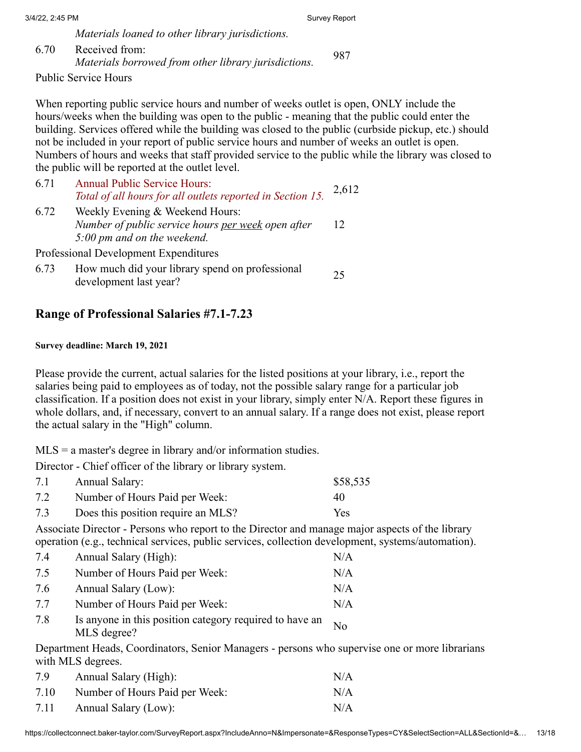*Materials loaned to other library jurisdictions.*

| | | |
|---|---|---|
| 6.70 | Received from:<br>*Materials borrowed from other library jurisdictions.* | 987 |

Public Service Hours

When reporting public service hours and number of weeks outlet is open, ONLY include the hours/weeks when the building was open to the public - meaning that the public could enter the building. Services offered while the building was closed to the public (curbside pickup, etc.) should not be included in your report of public service hours and number of weeks an outlet is open. Numbers of hours and weeks that staff provided service to the public while the library was closed to the public will be reported at the outlet level.

| | | |
|---|---|---|
| 6.71 | Annual Public Service Hours:<br>*Total of all hours for all outlets reported in Section 15.* | 2,612 |
| 6.72 | Weekly Evening & Weekend Hours:<br>*Number of public service hours per week open after 5:00 pm and on the weekend.* | 12 |

Professional Development Expenditures

| | | |
|---|---|---|
| 6.73 | How much did your library spend on professional development last year? | 25 |

## Range of Professional Salaries #7.1-7.23

**Survey deadline: March 19, 2021**

Please provide the current, actual salaries for the listed positions at your library, i.e., report the salaries being paid to employees as of today, not the possible salary range for a particular job classification. If a position does not exist in your library, simply enter N/A. Report these figures in whole dollars, and, if necessary, convert to an annual salary. If a range does not exist, please report the actual salary in the "High" column.

MLS = a master's degree in library and/or information studies.

Director - Chief officer of the library or library system.

| | | |
|---|---|---|
| 7.1 | Annual Salary: | $58,535 |
| 7.2 | Number of Hours Paid per Week: | 40 |
| 7.3 | Does this position require an MLS? | Yes |

Associate Director - Persons who report to the Director and manage major aspects of the library operation (e.g., technical services, public services, collection development, systems/automation).

| | | |
|---|---|---|
| 7.4 | Annual Salary (High): | N/A |
| 7.5 | Number of Hours Paid per Week: | N/A |
| 7.6 | Annual Salary (Low): | N/A |
| 7.7 | Number of Hours Paid per Week: | N/A |
| 7.8 | Is anyone in this position category required to have an MLS degree? | No |

Department Heads, Coordinators, Senior Managers - persons who supervise one or more librarians with MLS degrees.

| | | |
|---|---|---|
| 7.9 | Annual Salary (High): | N/A |
| 7.10 | Number of Hours Paid per Week: | N/A |
| 7.11 | Annual Salary (Low): | N/A |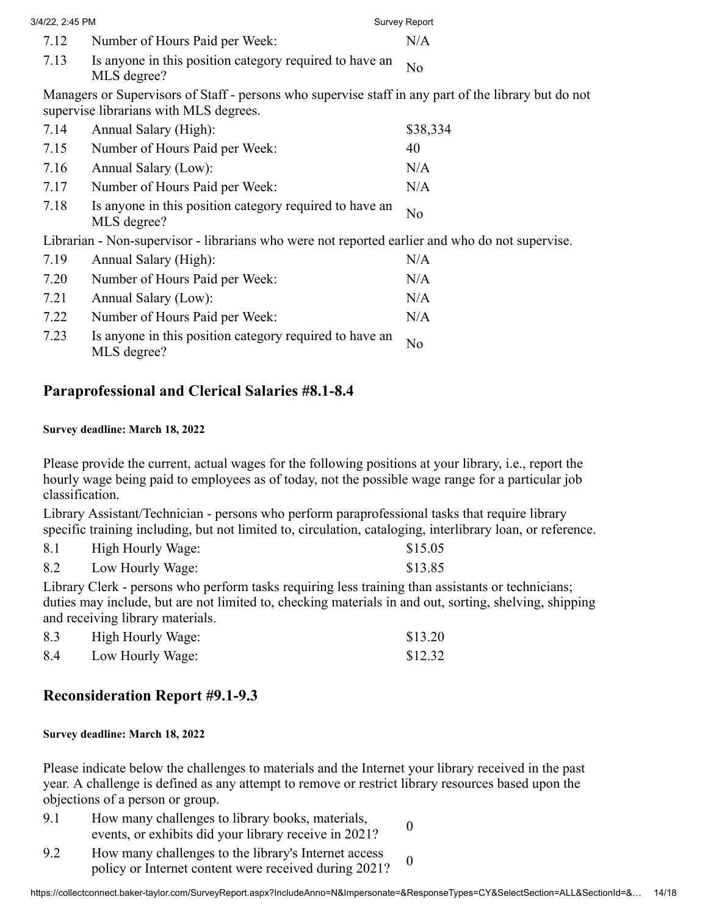| | | |
|---|---|---|
| 7.12 | Number of Hours Paid per Week: | N/A |
| 7.13 | Is anyone in this position category required to have an MLS degree? | No |

Managers or Supervisors of Staff - persons who supervise staff in any part of the library but do not supervise librarians with MLS degrees.

| | | |
|---|---|---|
| 7.14 | Annual Salary (High): | $38,334 |
| 7.15 | Number of Hours Paid per Week: | 40 |
| 7.16 | Annual Salary (Low): | N/A |
| 7.17 | Number of Hours Paid per Week: | N/A |
| 7.18 | Is anyone in this position category required to have an MLS degree? | No |

Librarian - Non-supervisor - librarians who were not reported earlier and who do not supervise.

| | | |
|---|---|---|
| 7.19 | Annual Salary (High): | N/A |
| 7.20 | Number of Hours Paid per Week: | N/A |
| 7.21 | Annual Salary (Low): | N/A |
| 7.22 | Number of Hours Paid per Week: | N/A |
| 7.23 | Is anyone in this position category required to have an MLS degree? | No |

## Paraprofessional and Clerical Salaries #8.1-8.4

**Survey deadline: March 18, 2022**

Please provide the current, actual wages for the following positions at your library, i.e., report the hourly wage being paid to employees as of today, not the possible wage range for a particular job classification.

Library Assistant/Technician - persons who perform paraprofessional tasks that require library specific training including, but not limited to, circulation, cataloging, interlibrary loan, or reference.

| | | |
|---|---|---|
| 8.1 | High Hourly Wage: | $15.05 |
| 8.2 | Low Hourly Wage: | $13.85 |

Library Clerk - persons who perform tasks requiring less training than assistants or technicians; duties may include, but are not limited to, checking materials in and out, sorting, shelving, shipping and receiving library materials.

| | | |
|---|---|---|
| 8.3 | High Hourly Wage: | $13.20 |
| 8.4 | Low Hourly Wage: | $12.32 |

## Reconsideration Report #9.1-9.3

**Survey deadline: March 18, 2022**

Please indicate below the challenges to materials and the Internet your library received in the past year. A challenge is defined as any attempt to remove or restrict library resources based upon the objections of a person or group.

| | | |
|---|---|---|
| 9.1 | How many challenges to library books, materials, events, or exhibits did your library receive in 2021? | 0 |
| 9.2 | How many challenges to the library's Internet access policy or Internet content were received during 2021? | 0 |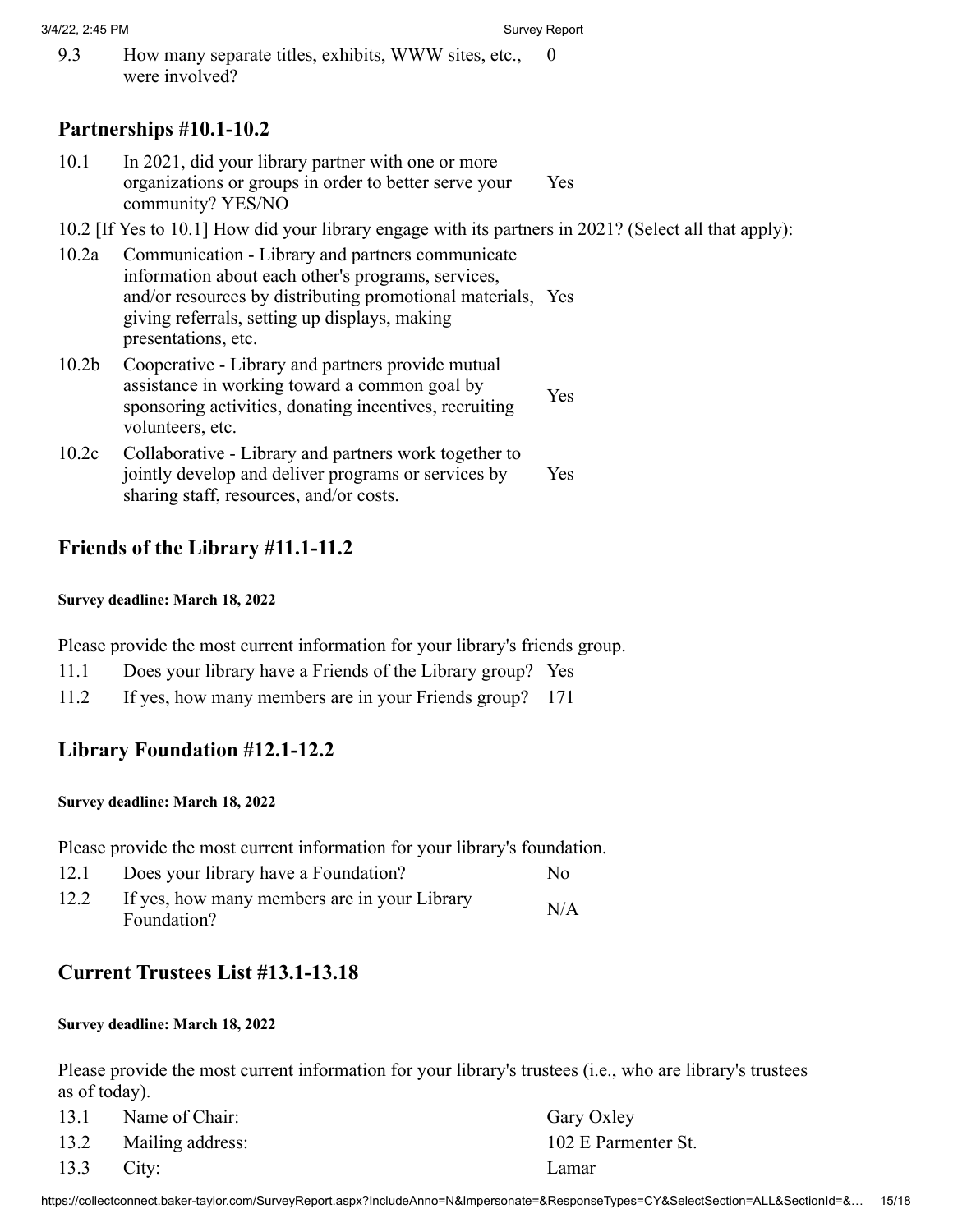| | | |
|---|---|---|
| 9.3 | How many separate titles, exhibits, WWW sites, etc., were involved? | 0 |

## Partnerships #10.1-10.2

| | | |
|---|---|---|
| 10.1 | In 2021, did your library partner with one or more organizations or groups in order to better serve your community? YES/NO | Yes |

10.2 [If Yes to 10.1] How did your library engage with its partners in 2021? (Select all that apply):

| | | |
|---|---|---|
| 10.2a | Communication - Library and partners communicate information about each other's programs, services, and/or resources by distributing promotional materials, giving referrals, setting up displays, making presentations, etc. | Yes |
| 10.2b | Cooperative - Library and partners provide mutual assistance in working toward a common goal by sponsoring activities, donating incentives, recruiting volunteers, etc. | Yes |
| 10.2c | Collaborative - Library and partners work together to jointly develop and deliver programs or services by sharing staff, resources, and/or costs. | Yes |

## Friends of the Library #11.1-11.2

**Survey deadline: March 18, 2022**

Please provide the most current information for your library's friends group.

| | | |
|---|---|---|
| 11.1 | Does your library have a Friends of the Library group? | Yes |
| 11.2 | If yes, how many members are in your Friends group? | 171 |

## Library Foundation #12.1-12.2

**Survey deadline: March 18, 2022**

Please provide the most current information for your library's foundation.

| | | |
|---|---|---|
| 12.1 | Does your library have a Foundation? | No |
| 12.2 | If yes, how many members are in your Library Foundation? | N/A |

## Current Trustees List #13.1-13.18

**Survey deadline: March 18, 2022**

Please provide the most current information for your library's trustees (i.e., who are library's trustees as of today).

| | | |
|---|---|---|
| 13.1 | Name of Chair: | Gary Oxley |
| 13.2 | Mailing address: | 102 E Parmenter St. |
| 13.3 | City: | Lamar |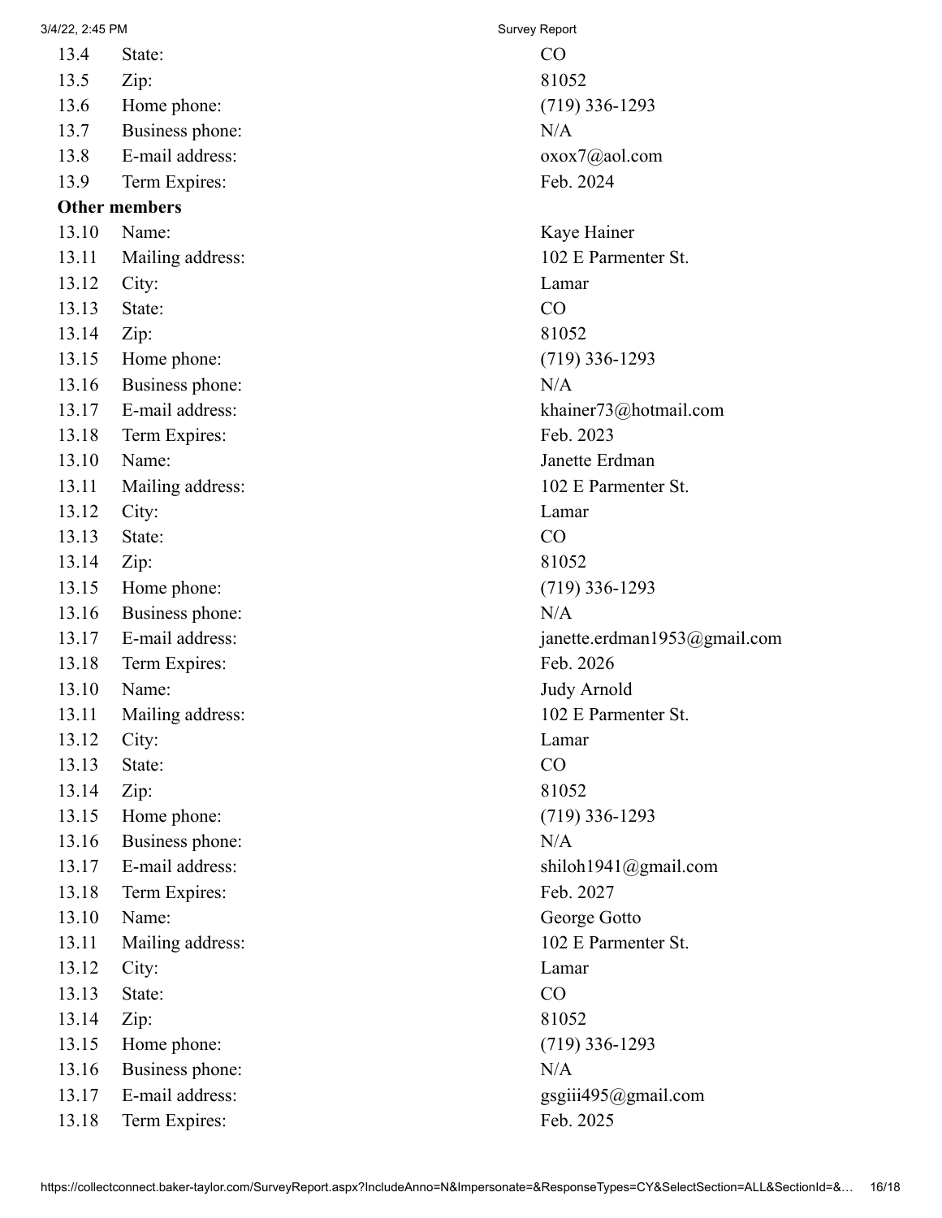| | | |
|---|---|---|
| 13.4 | State: | CO |
| 13.5 | Zip: | 81052 |
| 13.6 | Home phone: | (719) 336-1293 |
| 13.7 | Business phone: | N/A |
| 13.8 | E-mail address: | oxox7@aol.com |
| 13.9 | Term Expires: | Feb. 2024 |

**Other members**

| | | |
|---|---|---|
| 13.10 | Name: | Kaye Hainer |
| 13.11 | Mailing address: | 102 E Parmenter St. |
| 13.12 | City: | Lamar |
| 13.13 | State: | CO |
| 13.14 | Zip: | 81052 |
| 13.15 | Home phone: | (719) 336-1293 |
| 13.16 | Business phone: | N/A |
| 13.17 | E-mail address: | khainer73@hotmail.com |
| 13.18 | Term Expires: | Feb. 2023 |
| 13.10 | Name: | Janette Erdman |
| 13.11 | Mailing address: | 102 E Parmenter St. |
| 13.12 | City: | Lamar |
| 13.13 | State: | CO |
| 13.14 | Zip: | 81052 |
| 13.15 | Home phone: | (719) 336-1293 |
| 13.16 | Business phone: | N/A |
| 13.17 | E-mail address: | janette.erdman1953@gmail.com |
| 13.18 | Term Expires: | Feb. 2026 |
| 13.10 | Name: | Judy Arnold |
| 13.11 | Mailing address: | 102 E Parmenter St. |
| 13.12 | City: | Lamar |
| 13.13 | State: | CO |
| 13.14 | Zip: | 81052 |
| 13.15 | Home phone: | (719) 336-1293 |
| 13.16 | Business phone: | N/A |
| 13.17 | E-mail address: | shiloh1941@gmail.com |
| 13.18 | Term Expires: | Feb. 2027 |
| 13.10 | Name: | George Gotto |
| 13.11 | Mailing address: | 102 E Parmenter St. |
| 13.12 | City: | Lamar |
| 13.13 | State: | CO |
| 13.14 | Zip: | 81052 |
| 13.15 | Home phone: | (719) 336-1293 |
| 13.16 | Business phone: | N/A |
| 13.17 | E-mail address: | gsgiii495@gmail.com |
| 13.18 | Term Expires: | Feb. 2025 |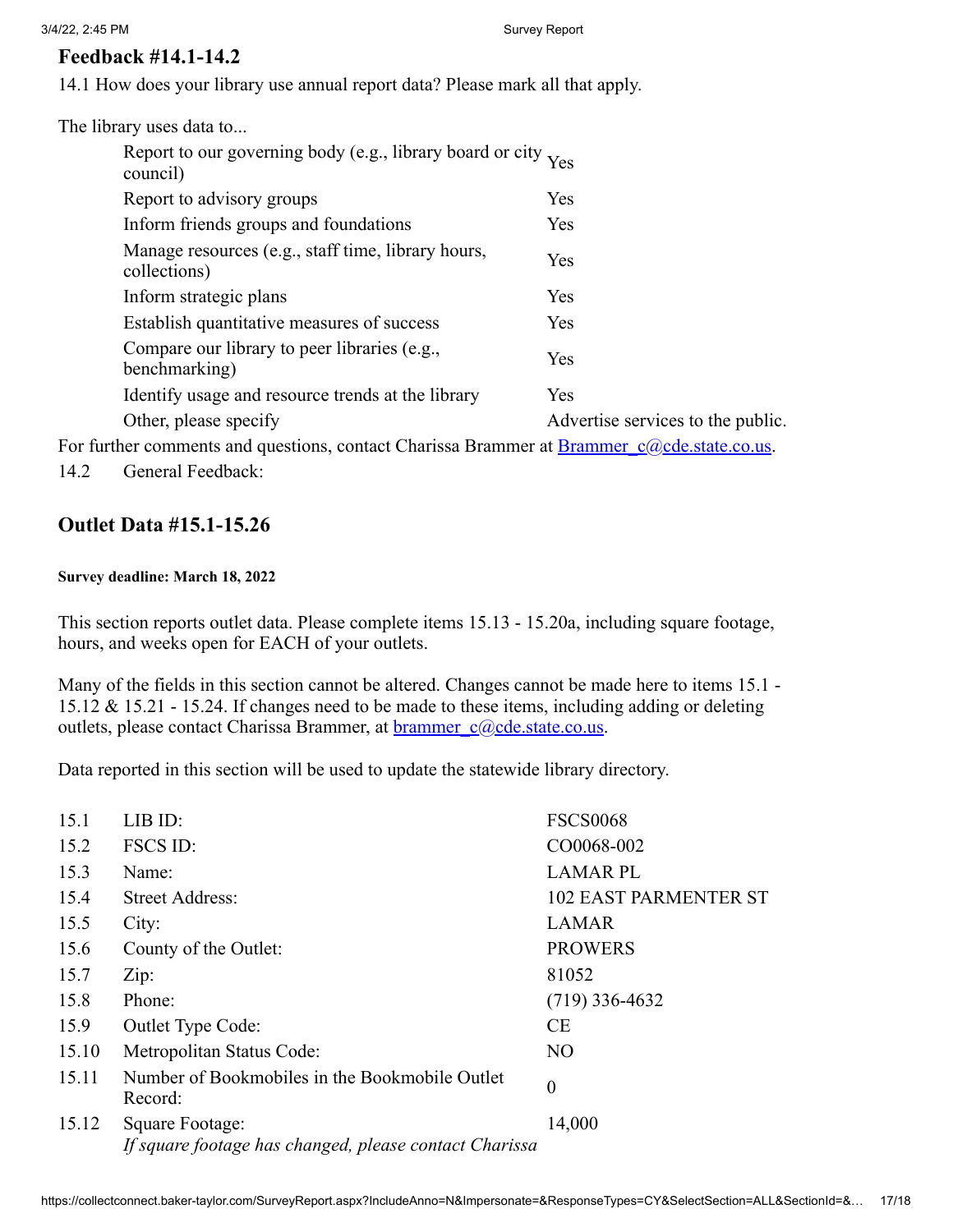## Feedback #14.1-14.2

14.1 How does your library use annual report data? Please mark all that apply.

The library uses data to...

| | |
|---|---|
| Report to our governing body (e.g., library board or city council) | Yes |
| Report to advisory groups | Yes |
| Inform friends groups and foundations | Yes |
| Manage resources (e.g., staff time, library hours, collections) | Yes |
| Inform strategic plans | Yes |
| Establish quantitative measures of success | Yes |
| Compare our library to peer libraries (e.g., benchmarking) | Yes |
| Identify usage and resource trends at the library | Yes |
| Other, please specify | Advertise services to the public. |

For further comments and questions, contact Charissa Brammer at Brammer_c@cde.state.co.us.

14.2 General Feedback:

## Outlet Data #15.1-15.26

**Survey deadline: March 18, 2022**

This section reports outlet data. Please complete items 15.13 - 15.20a, including square footage, hours, and weeks open for EACH of your outlets.

Many of the fields in this section cannot be altered. Changes cannot be made here to items 15.1 - 15.12 & 15.21 - 15.24. If changes need to be made to these items, including adding or deleting outlets, please contact Charissa Brammer, at brammer_c@cde.state.co.us.

Data reported in this section will be used to update the statewide library directory.

| | | |
|---|---|---|
| 15.1 | LIB ID: | FSCS0068 |
| 15.2 | FSCS ID: | CO0068-002 |
| 15.3 | Name: | LAMAR PL |
| 15.4 | Street Address: | 102 EAST PARMENTER ST |
| 15.5 | City: | LAMAR |
| 15.6 | County of the Outlet: | PROWERS |
| 15.7 | Zip: | 81052 |
| 15.8 | Phone: | (719) 336-4632 |
| 15.9 | Outlet Type Code: | CE |
| 15.10 | Metropolitan Status Code: | NO |
| 15.11 | Number of Bookmobiles in the Bookmobile Outlet Record: | 0 |
| 15.12 | Square Footage: *If square footage has changed, please contact Charissa* | 14,000 |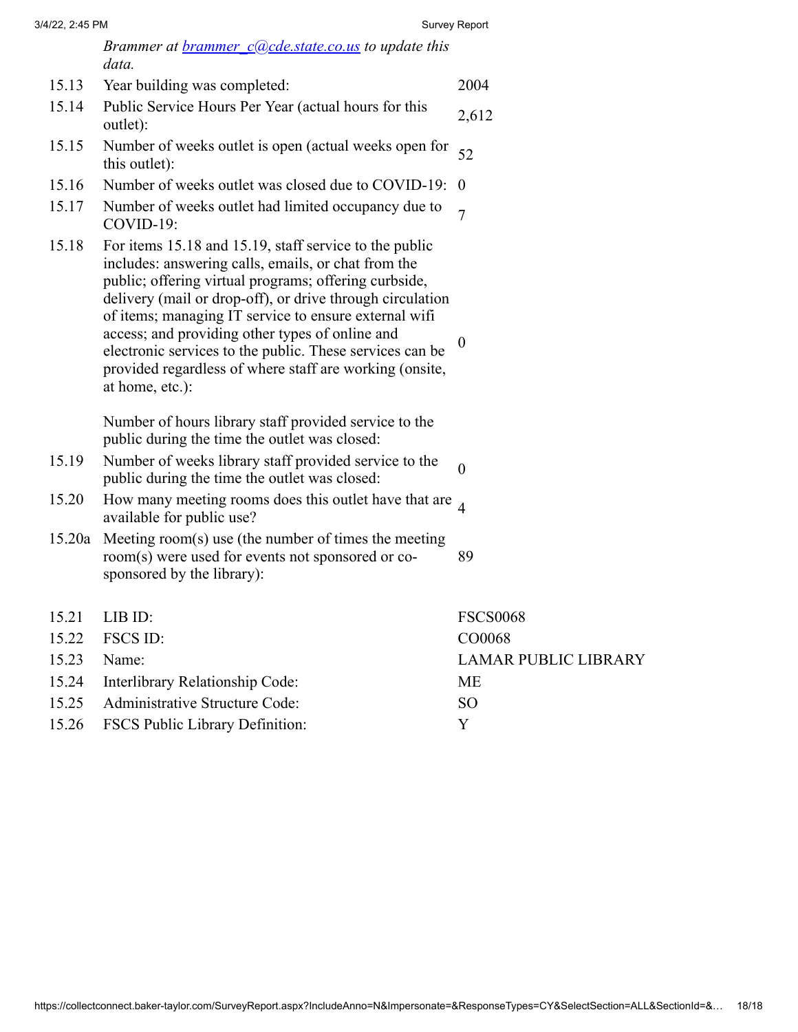*Brammer at brammer_c@cde.state.co.us to update this data.*

| | | |
|---|---|---|
| 15.13 | Year building was completed: | 2004 |
| 15.14 | Public Service Hours Per Year (actual hours for this outlet): | 2,612 |
| 15.15 | Number of weeks outlet is open (actual weeks open for this outlet): | 52 |
| 15.16 | Number of weeks outlet was closed due to COVID-19: | 0 |
| 15.17 | Number of weeks outlet had limited occupancy due to COVID-19: | 7 |
| 15.18 | For items 15.18 and 15.19, staff service to the public includes: answering calls, emails, or chat from the public; offering virtual programs; offering curbside, delivery (mail or drop-off), or drive through circulation of items; managing IT service to ensure external wifi access; and providing other types of online and electronic services to the public. These services can be provided regardless of where staff are working (onsite, at home, etc.): <br><br> Number of hours library staff provided service to the public during the time the outlet was closed: | 0 |
| 15.19 | Number of weeks library staff provided service to the public during the time the outlet was closed: | 0 |
| 15.20 | How many meeting rooms does this outlet have that are available for public use? | 4 |
| 15.20a | Meeting room(s) use (the number of times the meeting room(s) were used for events not sponsored or co-sponsored by the library): | 89 |
| 15.21 | LIB ID: | FSCS0068 |
| 15.22 | FSCS ID: | CO0068 |
| 15.23 | Name: | LAMAR PUBLIC LIBRARY |
| 15.24 | Interlibrary Relationship Code: | ME |
| 15.25 | Administrative Structure Code: | SO |
| 15.26 | FSCS Public Library Definition: | Y |